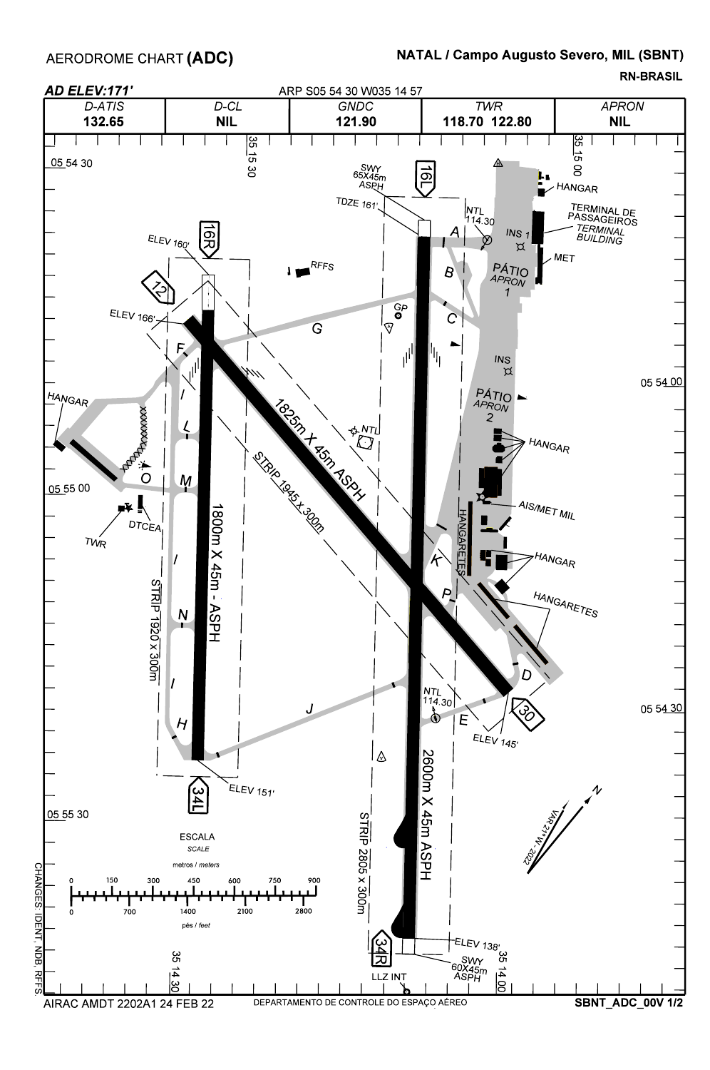# AERODROME CHART (ADC)

## NATAL / Campo Augusto Severo, MIL (SBNT)

**RN-BRASIL**

***AD ELEV:171'***

ARP S05 54 30 W035 14 57

| D-ATIS | D-CL | GNDC | TWR | APRON |
|---|---|---|---|---|
| **132.65** | **NIL** | **121.90** | **118.70 122.80** | **NIL** |

05 54 30

35 15 30

35 15 00

SWY 65X45m ASPH

16L

TDZE 161'

NTL 114.30

A

INS 1

HANGAR

TERMINAL DE PASSAGEIROS

*TERMINAL BUILDING*

MET

ELEV 160'

16R

RFFS

B

PÁTIO

*APRON*

1

12

ELEV 166'

GP

C

G

F

INS

05 54 00

PÁTIO

*APRON*

2

HANGAR

I

1825m X 45m ASPH

NTL

L

HANGAR

STRIP 1945 x 300m

O

M

05 55 00

AIS/MET MIL

DTCEA

TWR

1800m X 45m - ASPH

HANGARETES

HANGAR

K

STRIP 1920 x 300m

I

P

N

HANGARETES

I

D

NTL 114.30

J

05 54 30

30

E

H

ELEV 145'

34L

ELEV 151'

2600m X 45m ASPH

N

VAR 21°W - 2022

05 55 30

ESCALA

*SCALE*

metros / *meters*

0 150 300 450 600 750 900

0 700 1400 2100 2800

pés / *feet*

STRIP 2805 x 300m

34R

ELEV 138'

SWY 60X45m ASPH

LLZ INT

35 14 30

35 14 00

CHANGES: IDENT, NDB, RFFS.

AIRAC AMDT 2202A1 24 FEB 22

DEPARTAMENTO DE CONTROLE DO ESPAÇO AÉREO

SBNT_ADC_00V 1/2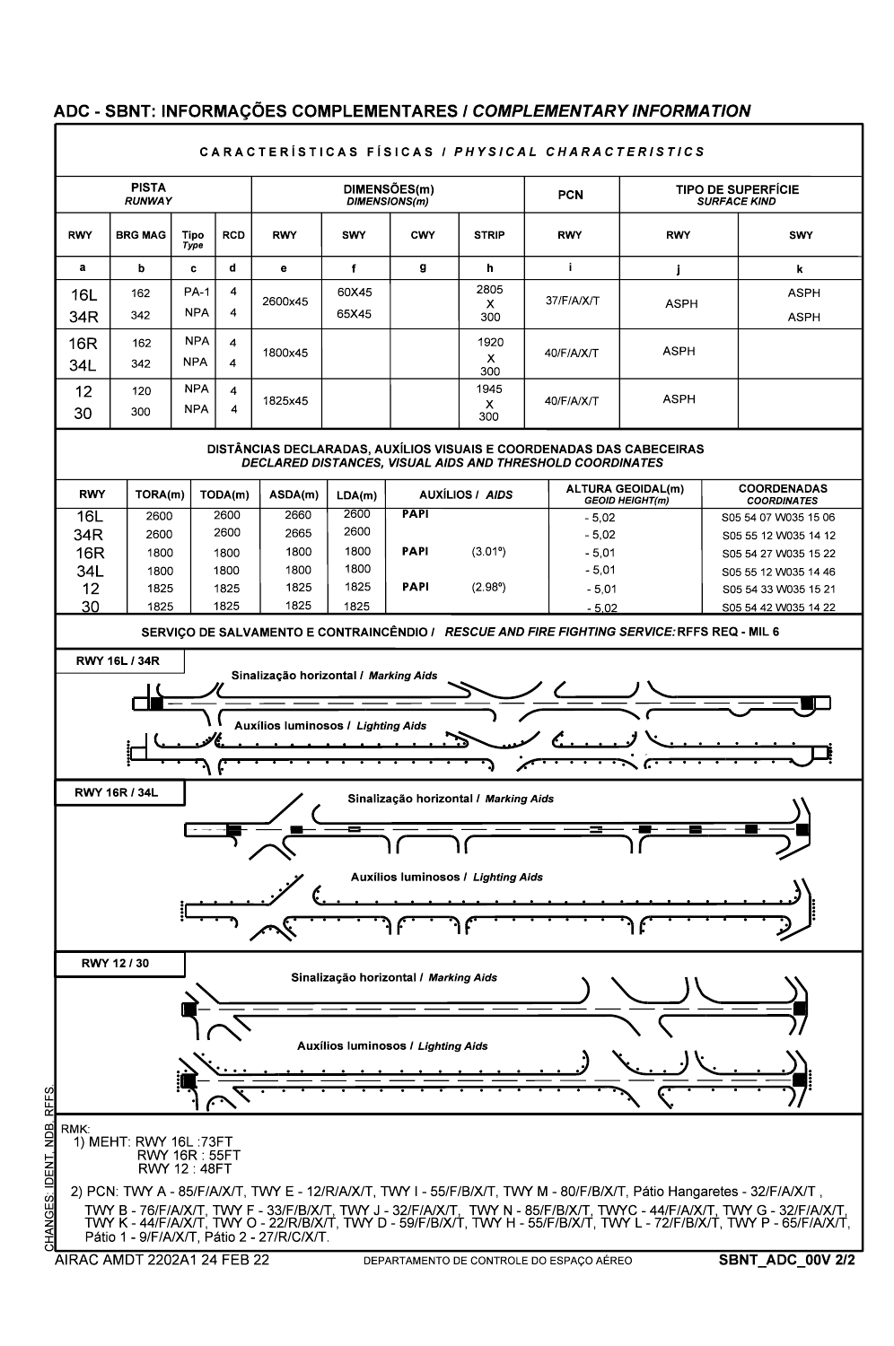## ADC - SBNT: INFORMAÇÕES COMPLEMENTARES / *COMPLEMENTARY INFORMATION*

### CARACTERÍSTICAS FÍSICAS / *PHYSICAL CHARACTERISTICS*

| PISTA *RUNWAY* | | | | DIMENSÕES(m) *DIMENSIONS(m)* | | | | PCN | TIPO DE SUPERFÍCIE *SURFACE KIND* | |
|---|---|---|---|---|---|---|---|---|---|---|
| RWY | BRG MAG | Tipo *Type* | RCD | RWY | SWY | CWY | STRIP | RWY | RWY | SWY |
| a | b | c | d | e | f | g | h | i | j | k |
| 16L | 162 | PA-1 | 4 | 2600x45 | 60X45 | | 2805 X 300 | 37/F/A/X/T | ASPH | ASPH |
| 34R | 342 | NPA | 4 | | 65X45 | | | | | ASPH |
| 16R | 162 | NPA | 4 | 1800x45 | | | 1920 X 300 | 40/F/A/X/T | ASPH | |
| 34L | 342 | NPA | 4 | | | | | | | |
| 12 | 120 | NPA | 4 | 1825x45 | | | 1945 X 300 | 40/F/A/X/T | ASPH | |
| 30 | 300 | NPA | 4 | | | | | | | |

### DISTÂNCIAS DECLARADAS, AUXÍLIOS VISUAIS E COORDENADAS DAS CABECEIRAS
*DECLARED DISTANCES, VISUAL AIDS AND THRESHOLD COORDINATES*

| RWY | TORA(m) | TODA(m) | ASDA(m) | LDA(m) | AUXÍLIOS / *AIDS* | ALTURA GEOIDAL(m) *GEOID HEIGHT(m)* | COORDENADAS *COORDINATES* |
|---|---|---|---|---|---|---|---|
| 16L | 2600 | 2600 | 2660 | 2600 | PAPI | - 5,02 | S05 54 07 W035 15 06 |
| 34R | 2600 | 2600 | 2665 | 2600 | | - 5,02 | S05 55 12 W035 14 12 |
| 16R | 1800 | 1800 | 1800 | 1800 | PAPI (3.01º) | - 5,01 | S05 54 27 W035 15 22 |
| 34L | 1800 | 1800 | 1800 | 1800 | | - 5,01 | S05 55 12 W035 14 46 |
| 12 | 1825 | 1825 | 1825 | 1825 | PAPI (2.98º) | - 5,01 | S05 54 33 W035 15 21 |
| 30 | 1825 | 1825 | 1825 | 1825 | | - 5,02 | S05 54 42 W035 14 22 |

SERVIÇO DE SALVAMENTO E CONTRAINCÊNDIO / *RESCUE AND FIRE FIGHTING SERVICE:* RFFS REQ - MIL 6

**RWY 16L / 34R**

Sinalização horizontal / *Marking Aids*

Auxílios luminosos / *Lighting Aids*

**RWY 16R / 34L**

Sinalização horizontal / *Marking Aids*

Auxílios luminosos / *Lighting Aids*

**RWY 12 / 30**

Sinalização horizontal / *Marking Aids*

Auxílios luminosos / *Lighting Aids*

RMK:

1) MEHT: RWY 16L :73FT
RWY 16R : 55FT
RWY 12 : 48FT

2) PCN: TWY A - 85/F/A/X/T, TWY E - 12/R/A/X/T, TWY I - 55/F/B/X/T, TWY M - 80/F/B/X/T, Pátio Hangaretes - 32/F/A/X/T , TWY B - 76/F/A/X/T, TWY F - 33/F/B/X/T, TWY J - 32/F/A/X/T, TWY N - 85/F/B/X/T, TWYC - 44/F/A/X/T, TWY G - 32/F/A/X/T, TWY K - 44/F/A/X/T, TWY O - 22/R/B/X/T, TWY D - 59/F/B/X/T, TWY H - 55/F/B/X/T, TWY L - 72/F/B/X/T, TWY P - 65/F/A/X/T, Pátio 1 - 9/F/A/X/T, Pátio 2 - 27/R/C/X/T.

CHANGES: IDENT, NDB, RFFS.

AIRAC AMDT 2202A1 24 FEB 22 — DEPARTAMENTO DE CONTROLE DO ESPAÇO AÉREO — **SBNT_ADC_00V**